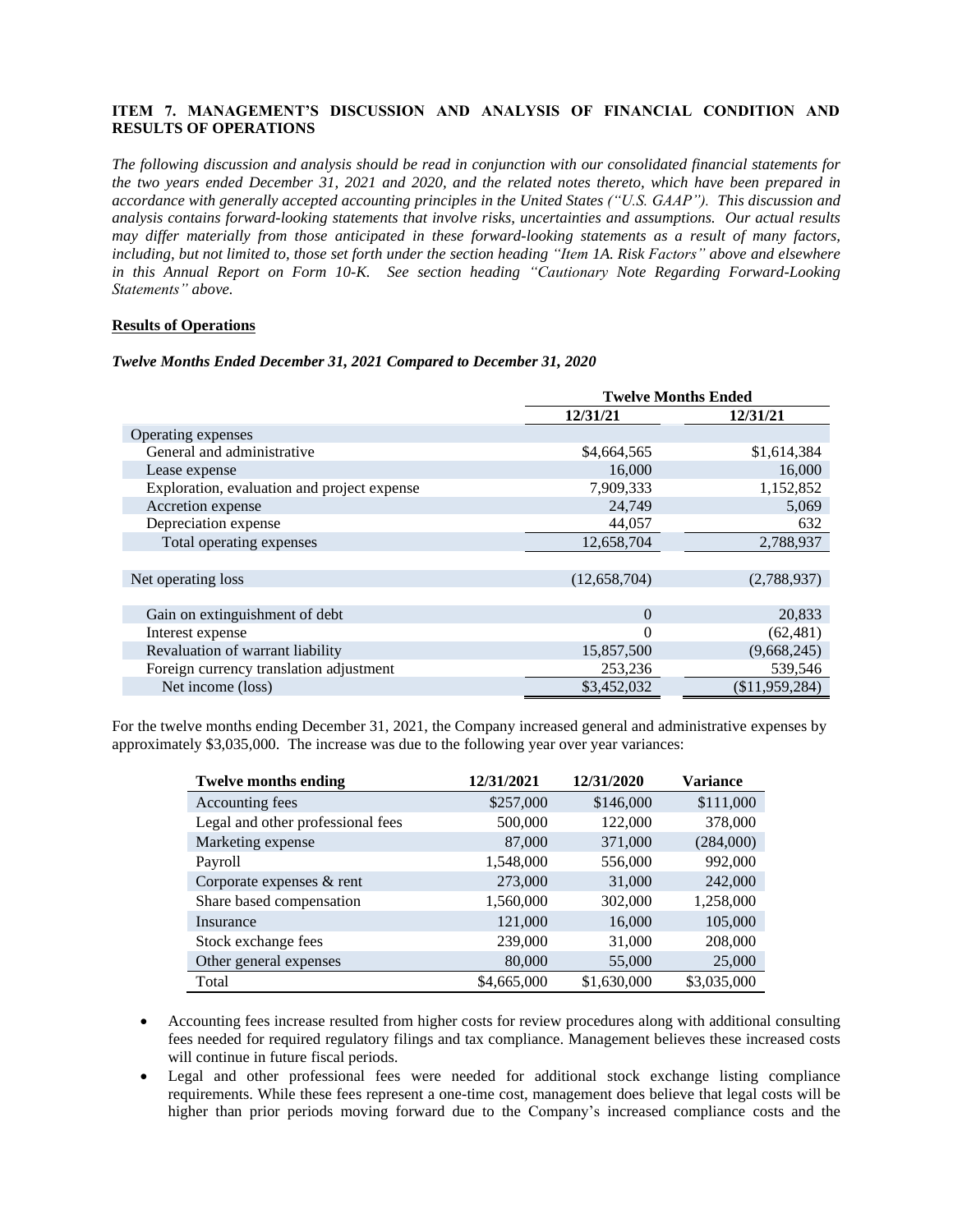### ITEM 7. MANAGEMENT'S DISCUSSION AND ANALYSIS OF FINANCIAL CONDITION AND RESULTS OF OPERATIONS

*The following discussion and analysis should be read in conjunction with our consolidated financial statements for the two years ended December 31, 2021 and 2020, and the related notes thereto, which have been prepared in accordance with generally accepted accounting principles in the United States ("U.S. GAAP"). This discussion and analysis contains forward-looking statements that involve risks, uncertainties and assumptions. Our actual results may differ materially from those anticipated in these forward-looking statements as a result of many factors, including, but not limited to, those set forth under the section heading "Item 1A. Risk Factors" above and elsewhere in this Annual Report on Form 10-K. See section heading "Cautionary Note Regarding Forward-Looking Statements" above.*

**Results of Operations**

***Twelve Months Ended December 31, 2021 Compared to December 31, 2020***

| | Twelve Months Ended | |
|---|---|---|
| | **12/31/21** | **12/31/21** |
| Operating expenses | | |
| General and administrative | $4,664,565 | $1,614,384 |
| Lease expense | 16,000 | 16,000 |
| Exploration, evaluation and project expense | 7,909,333 | 1,152,852 |
| Accretion expense | 24,749 | 5,069 |
| Depreciation expense | 44,057 | 632 |
| Total operating expenses | 12,658,704 | 2,788,937 |
| | | |
| Net operating loss | (12,658,704) | (2,788,937) |
| | | |
| Gain on extinguishment of debt | 0 | 20,833 |
| Interest expense | 0 | (62,481) |
| Revaluation of warrant liability | 15,857,500 | (9,668,245) |
| Foreign currency translation adjustment | 253,236 | 539,546 |
| Net income (loss) | $3,452,032 | ($11,959,284) |

For the twelve months ending December 31, 2021, the Company increased general and administrative expenses by approximately $3,035,000. The increase was due to the following year over year variances:

| Twelve months ending | 12/31/2021 | 12/31/2020 | Variance |
|---|---|---|---|
| Accounting fees | $257,000 | $146,000 | $111,000 |
| Legal and other professional fees | 500,000 | 122,000 | 378,000 |
| Marketing expense | 87,000 | 371,000 | (284,000) |
| Payroll | 1,548,000 | 556,000 | 992,000 |
| Corporate expenses & rent | 273,000 | 31,000 | 242,000 |
| Share based compensation | 1,560,000 | 302,000 | 1,258,000 |
| Insurance | 121,000 | 16,000 | 105,000 |
| Stock exchange fees | 239,000 | 31,000 | 208,000 |
| Other general expenses | 80,000 | 55,000 | 25,000 |
| Total | $4,665,000 | $1,630,000 | $3,035,000 |

- Accounting fees increase resulted from higher costs for review procedures along with additional consulting fees needed for required regulatory filings and tax compliance. Management believes these increased costs will continue in future fiscal periods.
- Legal and other professional fees were needed for additional stock exchange listing compliance requirements. While these fees represent a one-time cost, management does believe that legal costs will be higher than prior periods moving forward due to the Company's increased compliance costs and the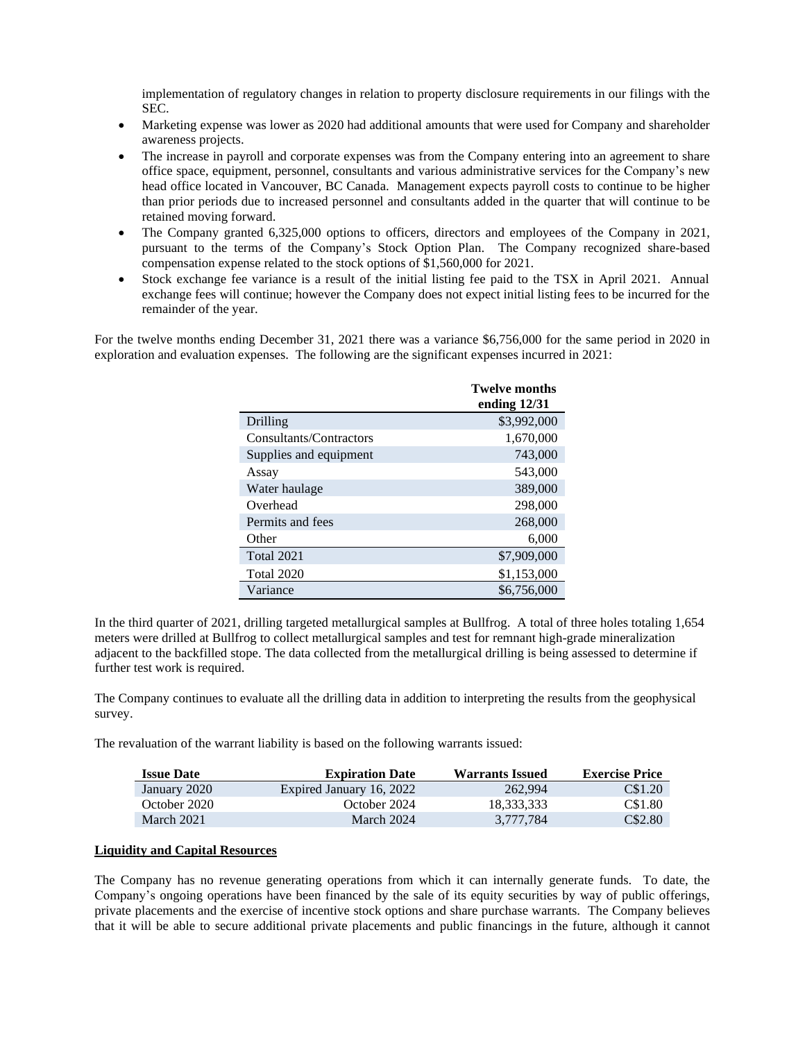implementation of regulatory changes in relation to property disclosure requirements in our filings with the SEC.

- Marketing expense was lower as 2020 had additional amounts that were used for Company and shareholder awareness projects.
- The increase in payroll and corporate expenses was from the Company entering into an agreement to share office space, equipment, personnel, consultants and various administrative services for the Company's new head office located in Vancouver, BC Canada. Management expects payroll costs to continue to be higher than prior periods due to increased personnel and consultants added in the quarter that will continue to be retained moving forward.
- The Company granted 6,325,000 options to officers, directors and employees of the Company in 2021, pursuant to the terms of the Company's Stock Option Plan. The Company recognized share-based compensation expense related to the stock options of $1,560,000 for 2021.
- Stock exchange fee variance is a result of the initial listing fee paid to the TSX in April 2021. Annual exchange fees will continue; however the Company does not expect initial listing fees to be incurred for the remainder of the year.

For the twelve months ending December 31, 2021 there was a variance $6,756,000 for the same period in 2020 in exploration and evaluation expenses. The following are the significant expenses incurred in 2021:

| | Twelve months ending 12/31 |
|---|---:|
| Drilling | $3,992,000 |
| Consultants/Contractors | 1,670,000 |
| Supplies and equipment | 743,000 |
| Assay | 543,000 |
| Water haulage | 389,000 |
| Overhead | 298,000 |
| Permits and fees | 268,000 |
| Other | 6,000 |
| Total 2021 | $7,909,000 |
| Total 2020 | $1,153,000 |
| Variance | $6,756,000 |

In the third quarter of 2021, drilling targeted metallurgical samples at Bullfrog. A total of three holes totaling 1,654 meters were drilled at Bullfrog to collect metallurgical samples and test for remnant high-grade mineralization adjacent to the backfilled stope. The data collected from the metallurgical drilling is being assessed to determine if further test work is required.

The Company continues to evaluate all the drilling data in addition to interpreting the results from the geophysical survey.

The revaluation of the warrant liability is based on the following warrants issued:

| Issue Date | Expiration Date | Warrants Issued | Exercise Price |
|---|---:|---:|---:|
| January 2020 | Expired January 16, 2022 | 262,994 | C$1.20 |
| October 2020 | October 2024 | 18,333,333 | C$1.80 |
| March 2021 | March 2024 | 3,777,784 | C$2.80 |

**Liquidity and Capital Resources**

The Company has no revenue generating operations from which it can internally generate funds. To date, the Company's ongoing operations have been financed by the sale of its equity securities by way of public offerings, private placements and the exercise of incentive stock options and share purchase warrants. The Company believes that it will be able to secure additional private placements and public financings in the future, although it cannot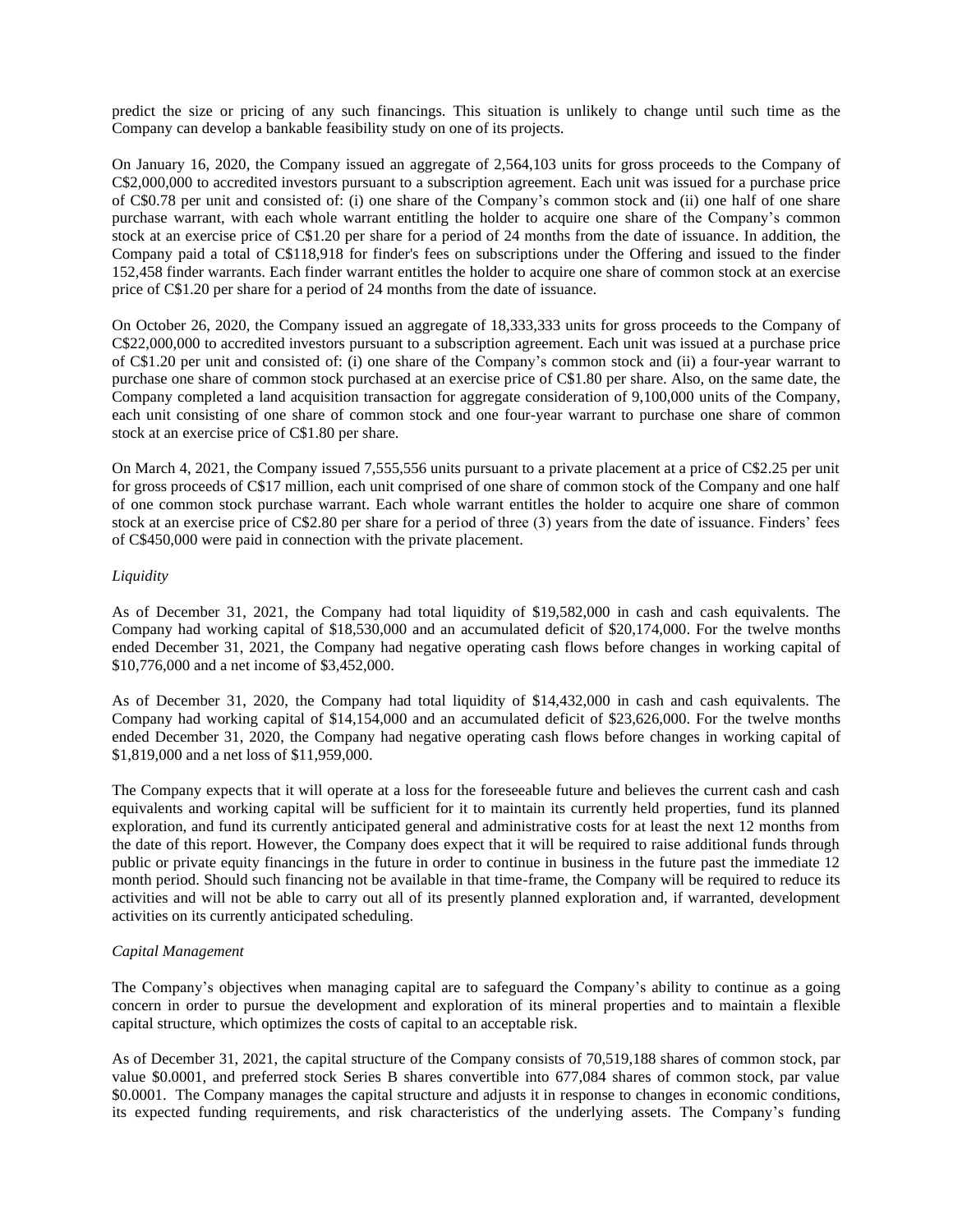predict the size or pricing of any such financings. This situation is unlikely to change until such time as the Company can develop a bankable feasibility study on one of its projects.

On January 16, 2020, the Company issued an aggregate of 2,564,103 units for gross proceeds to the Company of C$2,000,000 to accredited investors pursuant to a subscription agreement. Each unit was issued for a purchase price of C$0.78 per unit and consisted of: (i) one share of the Company's common stock and (ii) one half of one share purchase warrant, with each whole warrant entitling the holder to acquire one share of the Company's common stock at an exercise price of C$1.20 per share for a period of 24 months from the date of issuance. In addition, the Company paid a total of C$118,918 for finder's fees on subscriptions under the Offering and issued to the finder 152,458 finder warrants. Each finder warrant entitles the holder to acquire one share of common stock at an exercise price of C$1.20 per share for a period of 24 months from the date of issuance.

On October 26, 2020, the Company issued an aggregate of 18,333,333 units for gross proceeds to the Company of C$22,000,000 to accredited investors pursuant to a subscription agreement. Each unit was issued at a purchase price of C$1.20 per unit and consisted of: (i) one share of the Company's common stock and (ii) a four-year warrant to purchase one share of common stock purchased at an exercise price of C$1.80 per share. Also, on the same date, the Company completed a land acquisition transaction for aggregate consideration of 9,100,000 units of the Company, each unit consisting of one share of common stock and one four-year warrant to purchase one share of common stock at an exercise price of C$1.80 per share.

On March 4, 2021, the Company issued 7,555,556 units pursuant to a private placement at a price of C$2.25 per unit for gross proceeds of C$17 million, each unit comprised of one share of common stock of the Company and one half of one common stock purchase warrant. Each whole warrant entitles the holder to acquire one share of common stock at an exercise price of C$2.80 per share for a period of three (3) years from the date of issuance. Finders' fees of C$450,000 were paid in connection with the private placement.

*Liquidity*

As of December 31, 2021, the Company had total liquidity of $19,582,000 in cash and cash equivalents. The Company had working capital of $18,530,000 and an accumulated deficit of $20,174,000. For the twelve months ended December 31, 2021, the Company had negative operating cash flows before changes in working capital of $10,776,000 and a net income of $3,452,000.

As of December 31, 2020, the Company had total liquidity of $14,432,000 in cash and cash equivalents. The Company had working capital of $14,154,000 and an accumulated deficit of $23,626,000. For the twelve months ended December 31, 2020, the Company had negative operating cash flows before changes in working capital of $1,819,000 and a net loss of $11,959,000.

The Company expects that it will operate at a loss for the foreseeable future and believes the current cash and cash equivalents and working capital will be sufficient for it to maintain its currently held properties, fund its planned exploration, and fund its currently anticipated general and administrative costs for at least the next 12 months from the date of this report. However, the Company does expect that it will be required to raise additional funds through public or private equity financings in the future in order to continue in business in the future past the immediate 12 month period. Should such financing not be available in that time-frame, the Company will be required to reduce its activities and will not be able to carry out all of its presently planned exploration and, if warranted, development activities on its currently anticipated scheduling.

*Capital Management*

The Company's objectives when managing capital are to safeguard the Company's ability to continue as a going concern in order to pursue the development and exploration of its mineral properties and to maintain a flexible capital structure, which optimizes the costs of capital to an acceptable risk.

As of December 31, 2021, the capital structure of the Company consists of 70,519,188 shares of common stock, par value $0.0001, and preferred stock Series B shares convertible into 677,084 shares of common stock, par value $0.0001. The Company manages the capital structure and adjusts it in response to changes in economic conditions, its expected funding requirements, and risk characteristics of the underlying assets. The Company's funding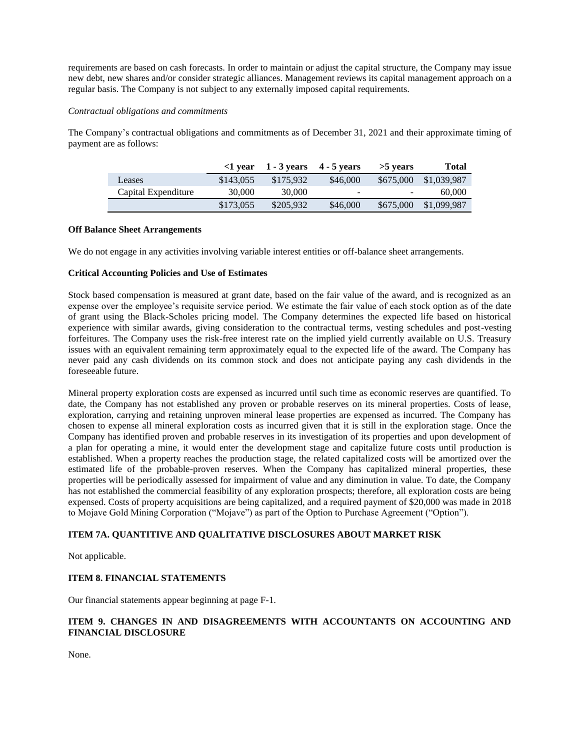requirements are based on cash forecasts. In order to maintain or adjust the capital structure, the Company may issue new debt, new shares and/or consider strategic alliances. Management reviews its capital management approach on a regular basis. The Company is not subject to any externally imposed capital requirements.

*Contractual obligations and commitments*

The Company's contractual obligations and commitments as of December 31, 2021 and their approximate timing of payment are as follows:

| | <1 year | 1 - 3 years | 4 - 5 years | >5 years | Total |
|---|---|---|---|---|---|
| Leases | $143,055 | $175,932 | $46,000 | $675,000 | $1,039,987 |
| Capital Expenditure | 30,000 | 30,000 | - | - | 60,000 |
| | $173,055 | $205,932 | $46,000 | $675,000 | $1,099,987 |

**Off Balance Sheet Arrangements**

We do not engage in any activities involving variable interest entities or off-balance sheet arrangements.

**Critical Accounting Policies and Use of Estimates**

Stock based compensation is measured at grant date, based on the fair value of the award, and is recognized as an expense over the employee's requisite service period. We estimate the fair value of each stock option as of the date of grant using the Black-Scholes pricing model. The Company determines the expected life based on historical experience with similar awards, giving consideration to the contractual terms, vesting schedules and post-vesting forfeitures. The Company uses the risk-free interest rate on the implied yield currently available on U.S. Treasury issues with an equivalent remaining term approximately equal to the expected life of the award. The Company has never paid any cash dividends on its common stock and does not anticipate paying any cash dividends in the foreseeable future.

Mineral property exploration costs are expensed as incurred until such time as economic reserves are quantified. To date, the Company has not established any proven or probable reserves on its mineral properties. Costs of lease, exploration, carrying and retaining unproven mineral lease properties are expensed as incurred. The Company has chosen to expense all mineral exploration costs as incurred given that it is still in the exploration stage. Once the Company has identified proven and probable reserves in its investigation of its properties and upon development of a plan for operating a mine, it would enter the development stage and capitalize future costs until production is established. When a property reaches the production stage, the related capitalized costs will be amortized over the estimated life of the probable-proven reserves. When the Company has capitalized mineral properties, these properties will be periodically assessed for impairment of value and any diminution in value. To date, the Company has not established the commercial feasibility of any exploration prospects; therefore, all exploration costs are being expensed. Costs of property acquisitions are being capitalized, and a required payment of $20,000 was made in 2018 to Mojave Gold Mining Corporation ("Mojave") as part of the Option to Purchase Agreement ("Option").

**ITEM 7A. QUANTITIVE AND QUALITATIVE DISCLOSURES ABOUT MARKET RISK**

Not applicable.

**ITEM 8. FINANCIAL STATEMENTS**

Our financial statements appear beginning at page F-1.

**ITEM 9. CHANGES IN AND DISAGREEMENTS WITH ACCOUNTANTS ON ACCOUNTING AND FINANCIAL DISCLOSURE**

None.